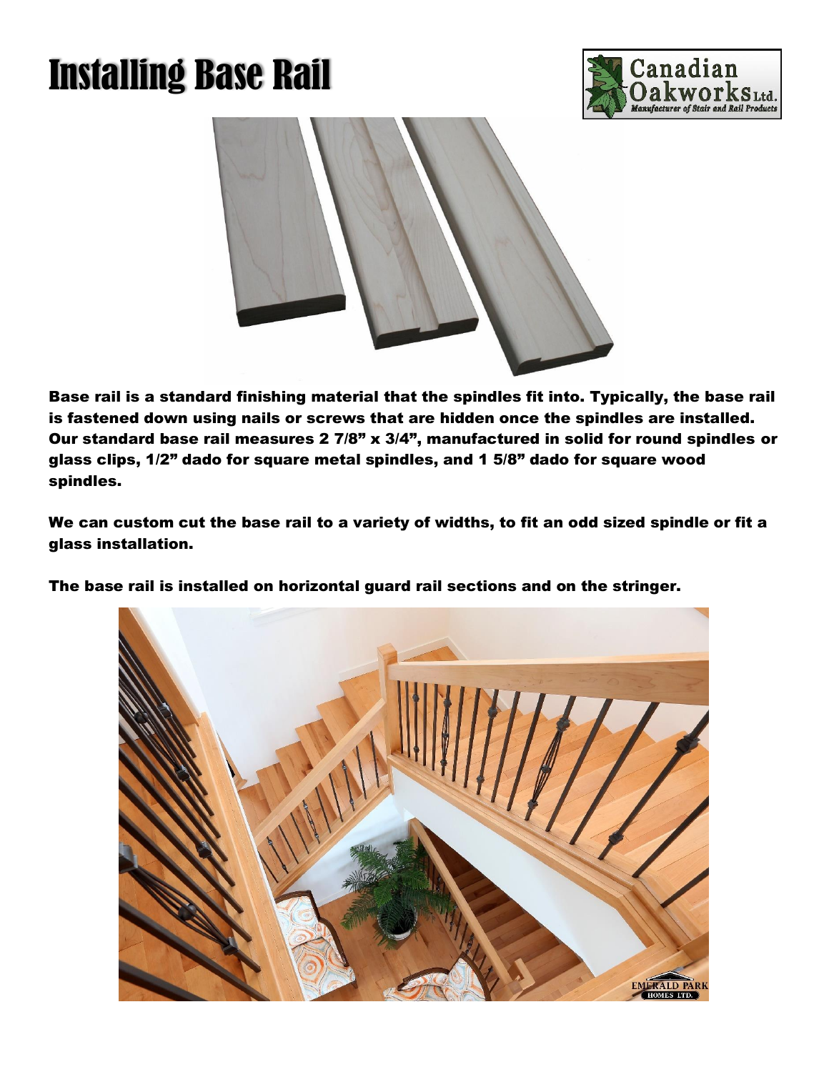# Installing Base Rail

**Base rail is a standard finishing material that the spindles fit into. Typically, the base rail is fastened down using nails or screws that are hidden once the spindles are installed. Our standard base rail measures 2 7/8" x 3/4", manufactured in solid for round spindles or glass clips, 1/2" dado for square metal spindles, and 1 5/8" dado for square wood spindles.**

**We can custom cut the base rail to a variety of widths, to fit an odd sized spindle or fit a glass installation.**

**The base rail is installed on horizontal guard rail sections and on the stringer.**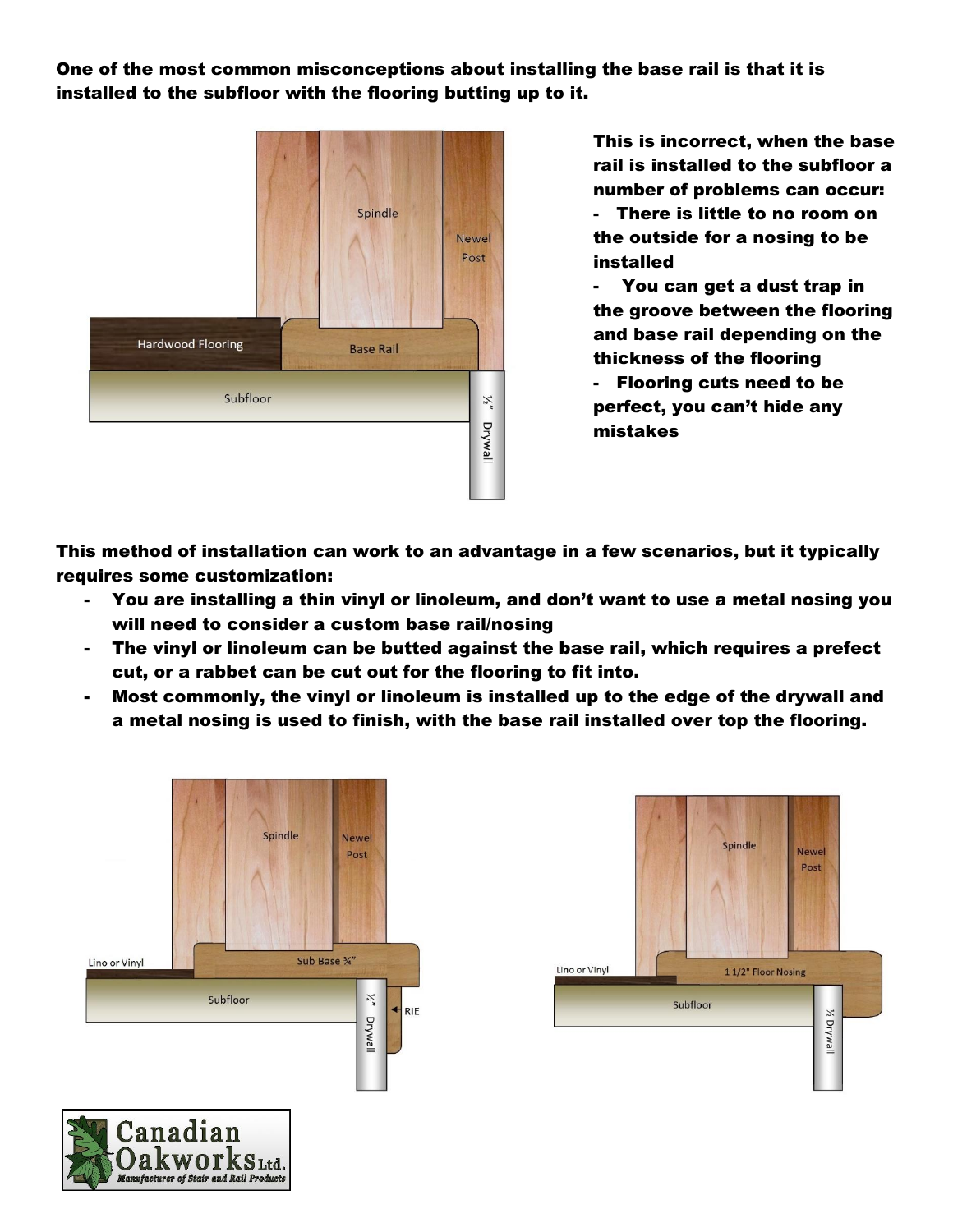**One of the most common misconceptions about installing the base rail is that it is installed to the subfloor with the flooring butting up to it.**

**This is incorrect, when the base rail is installed to the subfloor a number of problems can occur:**

- **There is little to no room on the outside for a nosing to be installed**
- **You can get a dust trap in the groove between the flooring and base rail depending on the thickness of the flooring**
- **Flooring cuts need to be perfect, you can't hide any mistakes**

**This method of installation can work to an advantage in a few scenarios, but it typically requires some customization:**

- **You are installing a thin vinyl or linoleum, and don't want to use a metal nosing you will need to consider a custom base rail/nosing**
- **The vinyl or linoleum can be butted against the base rail, which requires a prefect cut, or a rabbet can be cut out for the flooring to fit into.**
- **Most commonly, the vinyl or linoleum is installed up to the edge of the drywall and a metal nosing is used to finish, with the base rail installed over top the flooring.**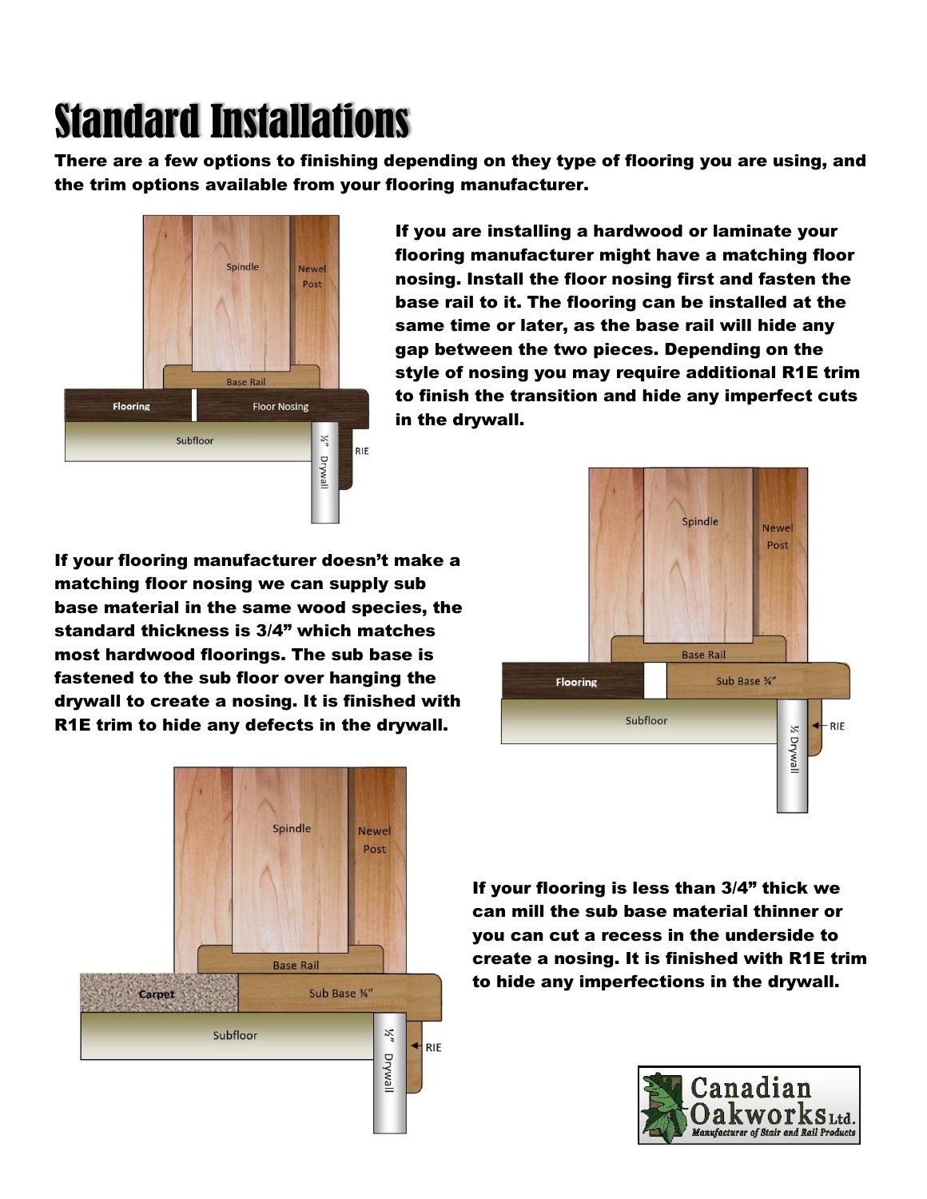# Standard Installations

**There are a few options to finishing depending on they type of flooring you are using, and the trim options available from your flooring manufacturer.**

**If you are installing a hardwood or laminate your flooring manufacturer might have a matching floor nosing. Install the floor nosing first and fasten the base rail to it. The flooring can be installed at the same time or later, as the base rail will hide any gap between the two pieces. Depending on the style of nosing you may require additional R1E trim to finish the transition and hide any imperfect cuts in the drywall.**

**If your flooring manufacturer doesn't make a matching floor nosing we can supply sub base material in the same wood species, the standard thickness is 3/4" which matches most hardwood floorings. The sub base is fastened to the sub floor over hanging the drywall to create a nosing. It is finished with R1E trim to hide any defects in the drywall.**

**If your flooring is less than 3/4" thick we can mill the sub base material thinner or you can cut a recess in the underside to create a nosing. It is finished with R1E trim to hide any imperfections in the drywall.**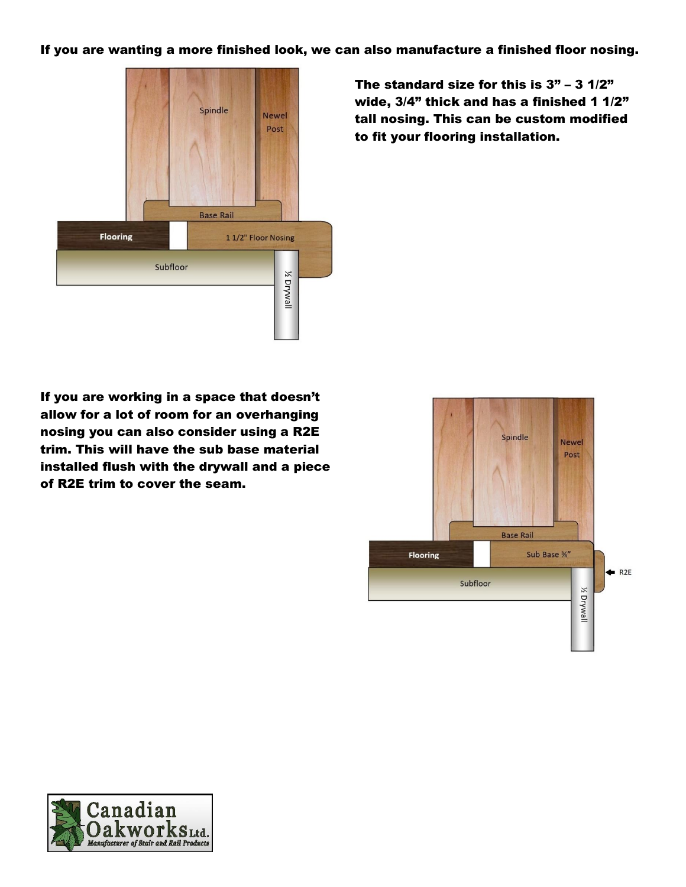**If you are wanting a more finished look, we can also manufacture a finished floor nosing.**

**The standard size for this is 3" – 3 1/2" wide, 3/4" thick and has a finished 1 1/2" tall nosing. This can be custom modified to fit your flooring installation.**

**If you are working in a space that doesn't allow for a lot of room for an overhanging nosing you can also consider using a R2E trim. This will have the sub base material installed flush with the drywall and a piece of R2E trim to cover the seam.**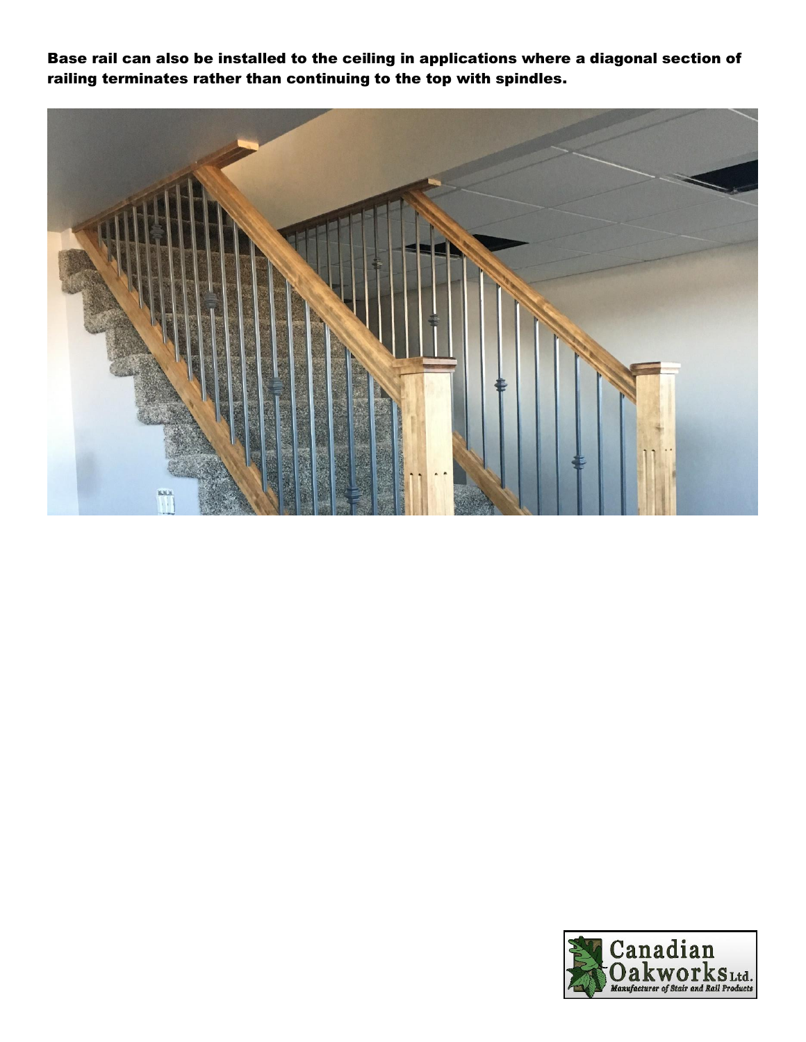**Base rail can also be installed to the ceiling in applications where a diagonal section of railing terminates rather than continuing to the top with spindles.**